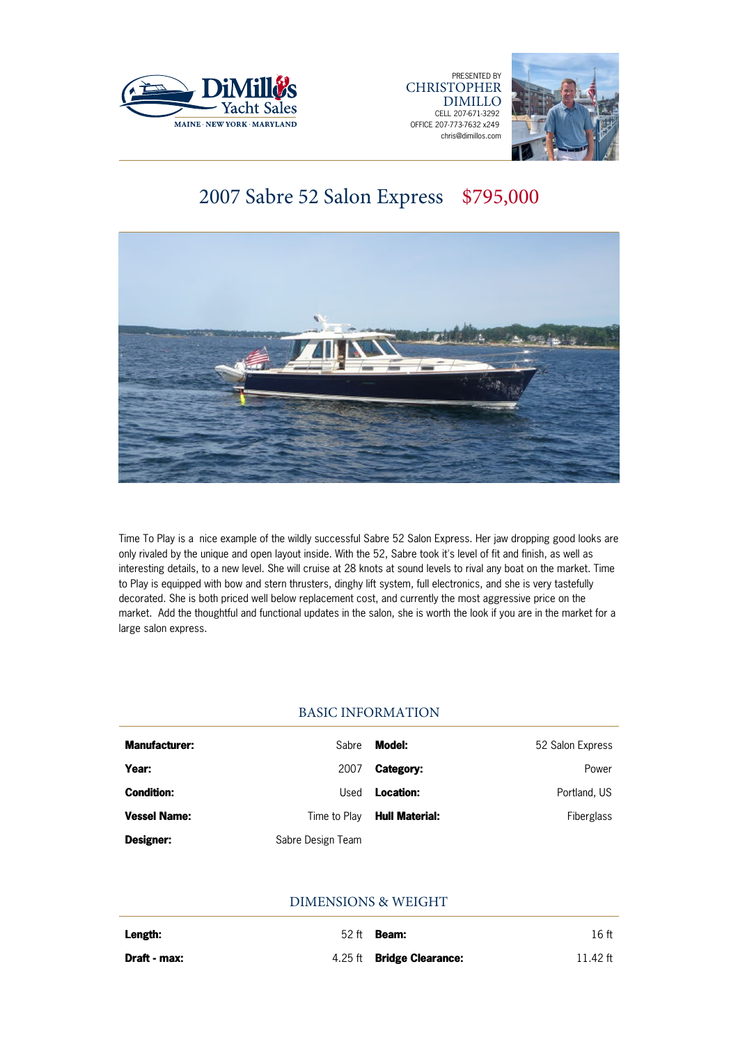DiMillo's Yacht Sales
MAINE · NEW YORK · MARYLAND

PRESENTED BY
CHRISTOPHER DIMILLO
CELL 207-671-3292
OFFICE 207-773-7632 x249
chris@dimillos.com

# 2007 Sabre 52 Salon Express $795,000

Time To Play is a nice example of the wildly successful Sabre 52 Salon Express. Her jaw dropping good looks are only rivaled by the unique and open layout inside. With the 52, Sabre took it's level of fit and finish, as well as interesting details, to a new level. She will cruise at 28 knots at sound levels to rival any boat on the market. Time to Play is equipped with bow and stern thrusters, dinghy lift system, full electronics, and she is very tastefully decorated. She is both priced well below replacement cost, and currently the most aggressive price on the market. Add the thoughtful and functional updates in the salon, she is worth the look if you are in the market for a large salon express.

## BASIC INFORMATION

| | | | |
|---|---|---|---|
| **Manufacturer:** | Sabre | **Model:** | 52 Salon Express |
| **Year:** | 2007 | **Category:** | Power |
| **Condition:** | Used | **Location:** | Portland, US |
| **Vessel Name:** | Time to Play | **Hull Material:** | Fiberglass |
| **Designer:** | Sabre Design Team | | |

## DIMENSIONS & WEIGHT

| | | | |
|---|---|---|---|
| **Length:** | 52 ft | **Beam:** | 16 ft |
| **Draft - max:** | 4.25 ft | **Bridge Clearance:** | 11.42 ft |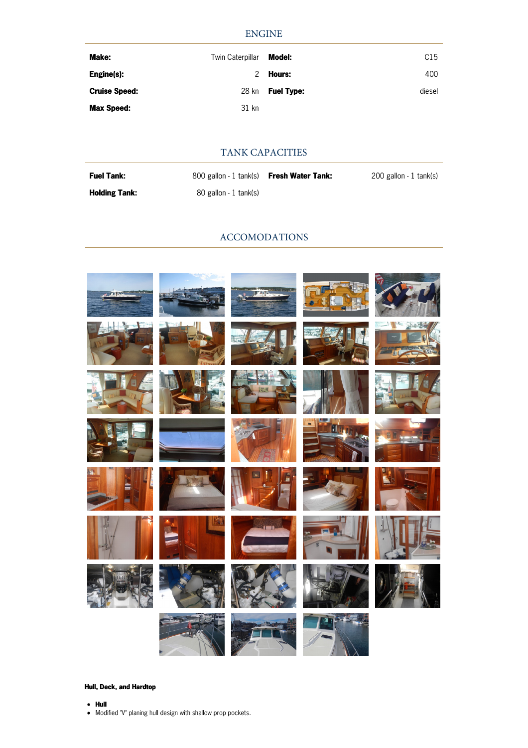## ENGINE

| | | | |
|---|---|---|---|
| **Make:** | Twin Caterpillar | **Model:** | C15 |
| **Engine(s):** | 2 | **Hours:** | 400 |
| **Cruise Speed:** | 28 kn | **Fuel Type:** | diesel |
| **Max Speed:** | 31 kn | | |

## TANK CAPACITIES

| | | | |
|---|---|---|---|
| **Fuel Tank:** | 800 gallon - 1 tank(s) | **Fresh Water Tank:** | 200 gallon - 1 tank(s) |
| **Holding Tank:** | 80 gallon - 1 tank(s) | | |

## ACCOMODATIONS

**Hull, Deck, and Hardtop**

- **Hull**
- Modified "V" planing hull design with shallow prop pockets.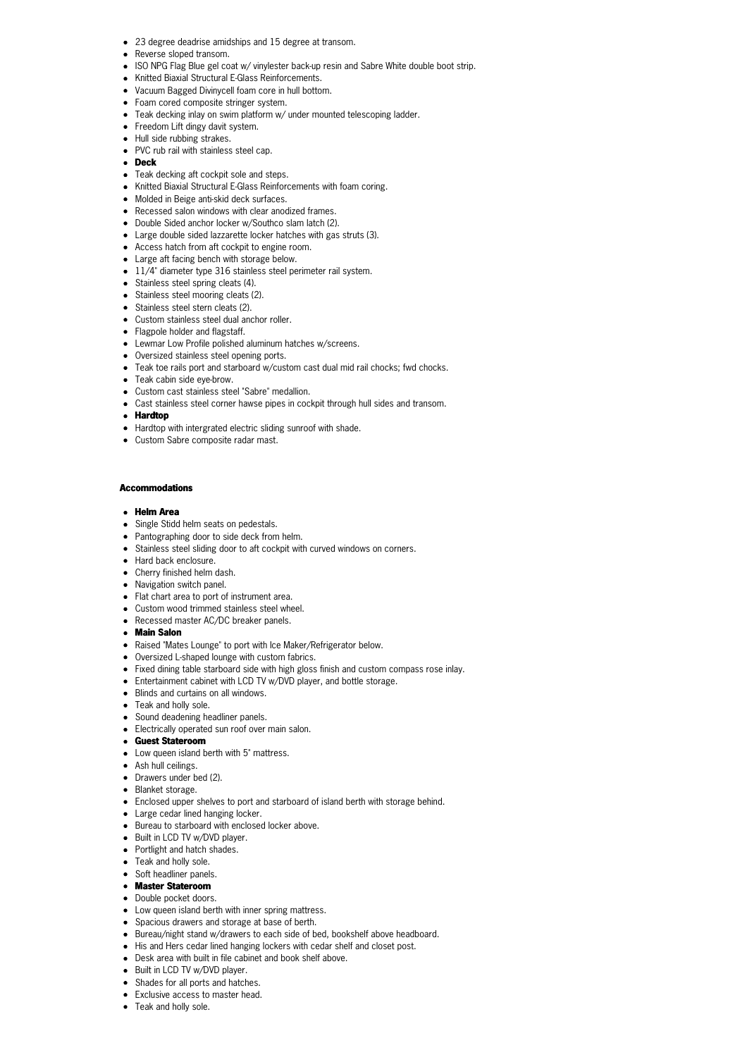- 23 degree deadrise amidships and 15 degree at transom.
- Reverse sloped transom.
- ISO NPG Flag Blue gel coat w/ vinylester back-up resin and Sabre White double boot strip.
- Knitted Biaxial Structural E-Glass Reinforcements.
- Vacuum Bagged Divinycell foam core in hull bottom.
- Foam cored composite stringer system.
- Teak decking inlay on swim platform w/ under mounted telescoping ladder.
- Freedom Lift dingy davit system.
- Hull side rubbing strakes.
- PVC rub rail with stainless steel cap.
- **Deck**
- Teak decking aft cockpit sole and steps.
- Knitted Biaxial Structural E-Glass Reinforcements with foam coring.
- Molded in Beige anti-skid deck surfaces.
- Recessed salon windows with clear anodized frames.
- Double Sided anchor locker w/Southco slam latch (2).
- Large double sided lazzarette locker hatches with gas struts (3).
- Access hatch from aft cockpit to engine room.
- Large aft facing bench with storage below.
- 11/4" diameter type 316 stainless steel perimeter rail system.
- Stainless steel spring cleats (4).
- Stainless steel mooring cleats (2).
- Stainless steel stern cleats (2).
- Custom stainless steel dual anchor roller.
- Flagpole holder and flagstaff.
- Lewmar Low Profile polished aluminum hatches w/screens.
- Oversized stainless steel opening ports.
- Teak toe rails port and starboard w/custom cast dual mid rail chocks; fwd chocks.
- Teak cabin side eye-brow.
- Custom cast stainless steel "Sabre" medallion.
- Cast stainless steel corner hawse pipes in cockpit through hull sides and transom.
- **Hardtop**
- Hardtop with intergrated electric sliding sunroof with shade.
- Custom Sabre composite radar mast.

**Accommodations**

- **Helm Area**
- Single Stidd helm seats on pedestals.
- Pantographing door to side deck from helm.
- Stainless steel sliding door to aft cockpit with curved windows on corners.
- Hard back enclosure.
- Cherry finished helm dash.
- Navigation switch panel.
- Flat chart area to port of instrument area.
- Custom wood trimmed stainless steel wheel.
- Recessed master AC/DC breaker panels.
- **Main Salon**
- Raised "Mates Lounge" to port with Ice Maker/Refrigerator below.
- Oversized L-shaped lounge with custom fabrics.
- Fixed dining table starboard side with high gloss finish and custom compass rose inlay.
- Entertainment cabinet with LCD TV w/DVD player, and bottle storage.
- Blinds and curtains on all windows.
- Teak and holly sole.
- Sound deadening headliner panels.
- Electrically operated sun roof over main salon.
- **Guest Stateroom**
- Low queen island berth with 5" mattress.
- Ash hull ceilings.
- Drawers under bed (2).
- Blanket storage.
- Enclosed upper shelves to port and starboard of island berth with storage behind.
- Large cedar lined hanging locker.
- Bureau to starboard with enclosed locker above.
- Built in LCD TV w/DVD player.
- Portlight and hatch shades.
- Teak and holly sole.
- Soft headliner panels.
- **Master Stateroom**
- Double pocket doors.
- Low queen island berth with inner spring mattress.
- Spacious drawers and storage at base of berth.
- Bureau/night stand w/drawers to each side of bed, bookshelf above headboard.
- His and Hers cedar lined hanging lockers with cedar shelf and closet post.
- Desk area with built in file cabinet and book shelf above.
- Built in LCD TV w/DVD player.
- Shades for all ports and hatches.
- Exclusive access to master head.
- Teak and holly sole.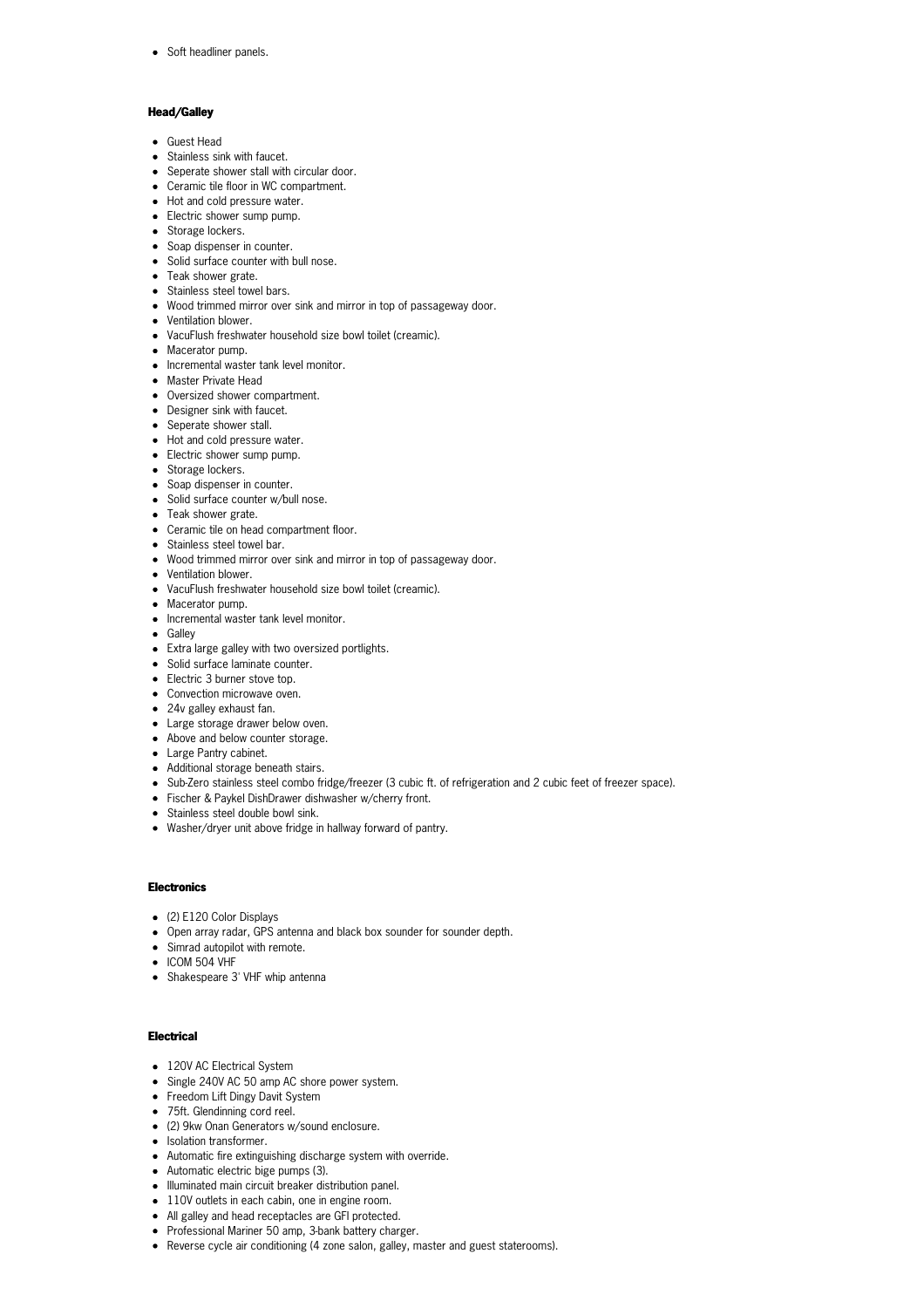- Soft headliner panels.

#### Head/Galley

- Guest Head
- Stainless sink with faucet.
- Seperate shower stall with circular door.
- Ceramic tile floor in WC compartment.
- Hot and cold pressure water.
- Electric shower sump pump.
- Storage lockers.
- Soap dispenser in counter.
- Solid surface counter with bull nose.
- Teak shower grate.
- Stainless steel towel bars.
- Wood trimmed mirror over sink and mirror in top of passageway door.
- Ventilation blower.
- VacuFlush freshwater household size bowl toilet (creamic).
- Macerator pump.
- Incremental waster tank level monitor.
- Master Private Head
- Oversized shower compartment.
- Designer sink with faucet.
- Seperate shower stall.
- Hot and cold pressure water.
- Electric shower sump pump.
- Storage lockers.
- Soap dispenser in counter.
- Solid surface counter w/bull nose.
- Teak shower grate.
- Ceramic tile on head compartment floor.
- Stainless steel towel bar.
- Wood trimmed mirror over sink and mirror in top of passageway door.
- Ventilation blower.
- VacuFlush freshwater household size bowl toilet (creamic).
- Macerator pump.
- Incremental waster tank level monitor.
- Galley
- Extra large galley with two oversized portlights.
- Solid surface laminate counter.
- Electric 3 burner stove top.
- Convection microwave oven.
- 24v galley exhaust fan.
- Large storage drawer below oven.
- Above and below counter storage.
- Large Pantry cabinet.
- Additional storage beneath stairs.
- Sub-Zero stainless steel combo fridge/freezer (3 cubic ft. of refrigeration and 2 cubic feet of freezer space).
- Fischer & Paykel DishDrawer dishwasher w/cherry front.
- Stainless steel double bowl sink.
- Washer/dryer unit above fridge in hallway forward of pantry.

#### Electronics

- (2) E120 Color Displays
- Open array radar, GPS antenna and black box sounder for sounder depth.
- Simrad autopilot with remote.
- ICOM 504 VHF
- Shakespeare 3' VHF whip antenna

#### Electrical

- 120V AC Electrical System
- Single 240V AC 50 amp AC shore power system.
- Freedom Lift Dingy Davit System
- 75ft. Glendinning cord reel.
- (2) 9kw Onan Generators w/sound enclosure.
- Isolation transformer.
- Automatic fire extinguishing discharge system with override.
- Automatic electric bige pumps (3).
- Illuminated main circuit breaker distribution panel.
- 110V outlets in each cabin, one in engine room.
- All galley and head receptacles are GFI protected.
- Professional Mariner 50 amp, 3-bank battery charger.
- Reverse cycle air conditioning (4 zone salon, galley, master and guest staterooms).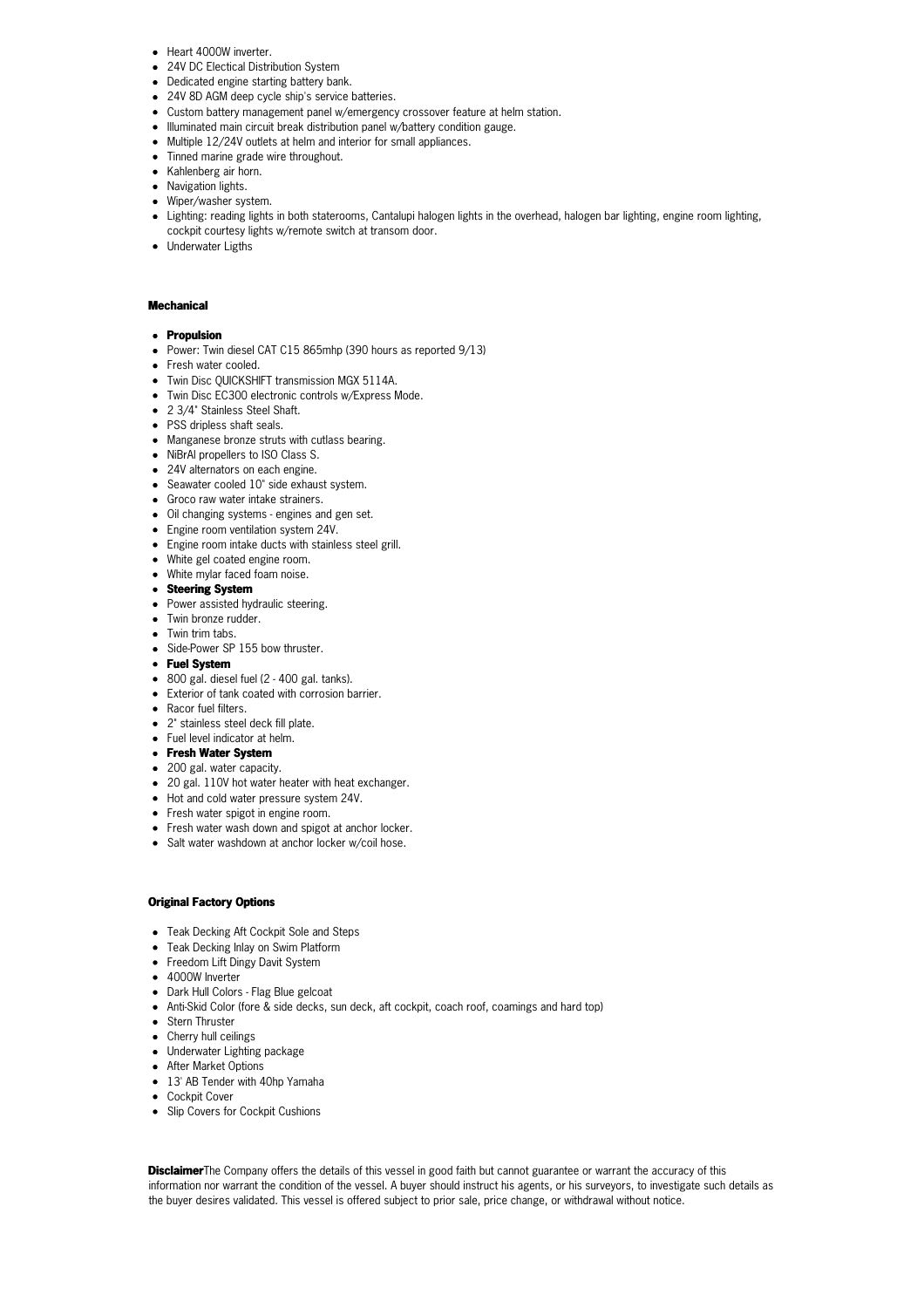- Heart 4000W inverter.
- 24V DC Electical Distribution System
- Dedicated engine starting battery bank.
- 24V 8D AGM deep cycle ship's service batteries.
- Custom battery management panel w/emergency crossover feature at helm station.
- Illuminated main circuit break distribution panel w/battery condition gauge.
- Multiple 12/24V outlets at helm and interior for small appliances.
- Tinned marine grade wire throughout.
- Kahlenberg air horn.
- Navigation lights.
- Wiper/washer system.
- Lighting: reading lights in both staterooms, Cantalupi halogen lights in the overhead, halogen bar lighting, engine room lighting, cockpit courtesy lights w/remote switch at transom door.
- Underwater Ligths

**Mechanical**

- **Propulsion**
- Power: Twin diesel CAT C15 865mhp (390 hours as reported 9/13)
- Fresh water cooled.
- Twin Disc QUICKSHIFT transmission MGX 5114A.
- Twin Disc EC300 electronic controls w/Express Mode.
- 2 3/4" Stainless Steel Shaft.
- PSS dripless shaft seals.
- Manganese bronze struts with cutlass bearing.
- NiBrAl propellers to ISO Class S.
- 24V alternators on each engine.
- Seawater cooled 10" side exhaust system.
- Groco raw water intake strainers.
- Oil changing systems - engines and gen set.
- Engine room ventilation system 24V.
- Engine room intake ducts with stainless steel grill.
- White gel coated engine room.
- White mylar faced foam noise.
- **Steering System**
- Power assisted hydraulic steering.
- Twin bronze rudder.
- Twin trim tabs.
- Side-Power SP 155 bow thruster.
- **Fuel System**
- 800 gal. diesel fuel (2 - 400 gal. tanks).
- Exterior of tank coated with corrosion barrier.
- Racor fuel filters.
- 2" stainless steel deck fill plate.
- Fuel level indicator at helm.
- **Fresh Water System**
- 200 gal. water capacity.
- 20 gal. 110V hot water heater with heat exchanger.
- Hot and cold water pressure system 24V.
- Fresh water spigot in engine room.
- Fresh water wash down and spigot at anchor locker.
- Salt water washdown at anchor locker w/coil hose.

**Original Factory Options**

- Teak Decking Aft Cockpit Sole and Steps
- Teak Decking Inlay on Swim Platform
- Freedom Lift Dingy Davit System
- 4000W Inverter
- Dark Hull Colors - Flag Blue gelcoat
- Anti-Skid Color (fore & side decks, sun deck, aft cockpit, coach roof, coamings and hard top)
- Stern Thruster
- Cherry hull ceilings
- Underwater Lighting package
- After Market Options
- 13' AB Tender with 40hp Yamaha
- Cockpit Cover
- Slip Covers for Cockpit Cushions

**Disclaimer**The Company offers the details of this vessel in good faith but cannot guarantee or warrant the accuracy of this information nor warrant the condition of the vessel. A buyer should instruct his agents, or his surveyors, to investigate such details as the buyer desires validated. This vessel is offered subject to prior sale, price change, or withdrawal without notice.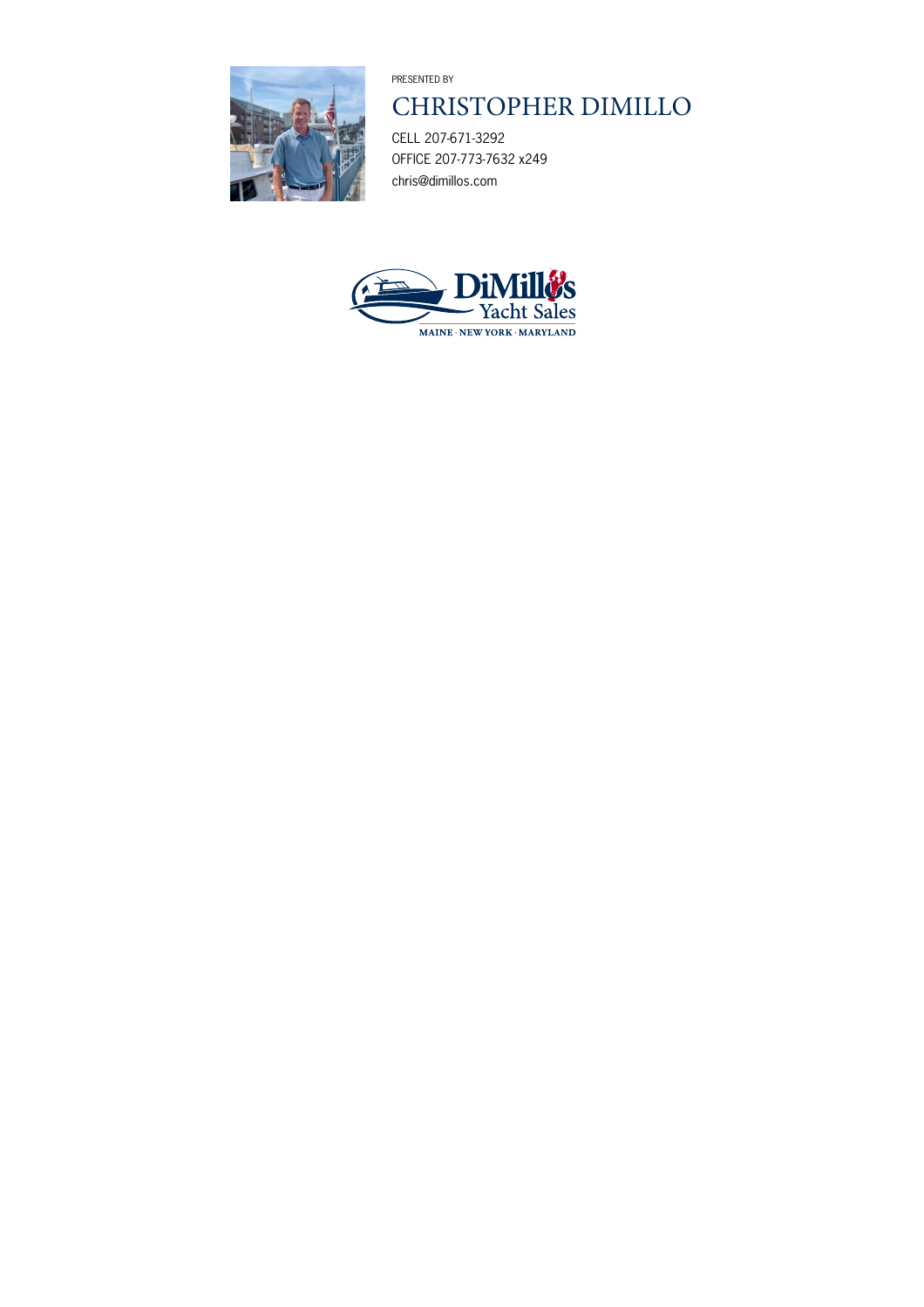PRESENTED BY

# CHRISTOPHER DIMILLO

CELL 207-671-3292
OFFICE 207-773-7632 x249
chris@dimillos.com

DiMillo's Yacht Sales
MAINE · NEW YORK · MARYLAND